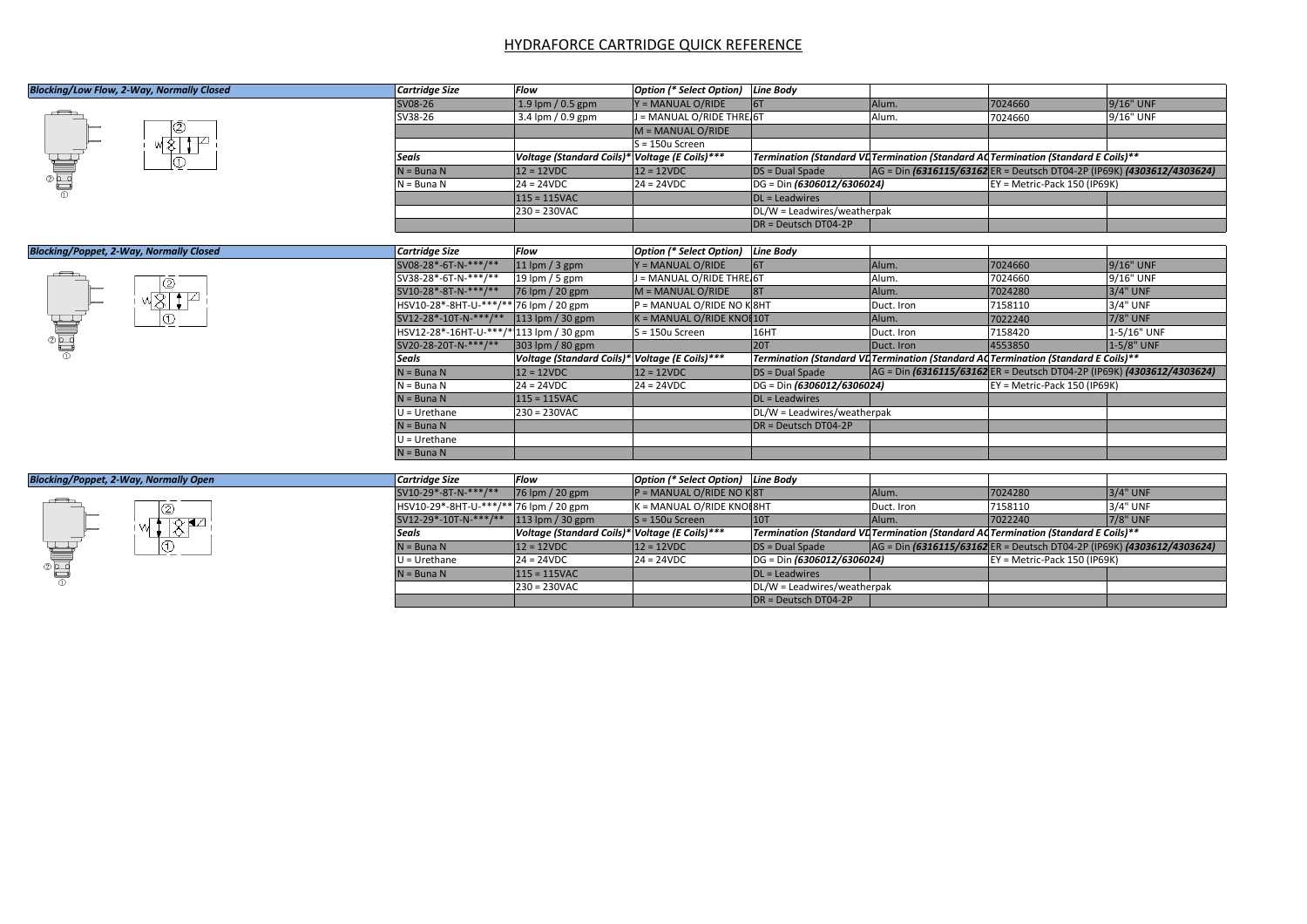# HYDRAFORCE CARTRIDGE QUICK REFERENCE

## Blocking/Low Flow, 2-Way, Normally Closed

| Cartridge Size | Flow | Option (* Select Option) | Line Body | | | |
|---|---|---|---|---|---|---|
| SV08-26 | 1.9 lpm / 0.5 gpm | Y = MANUAL O/RIDE | 6T | Alum. | 7024660 | 9/16" UNF |
| SV38-26 | 3.4 lpm / 0.9 gpm | J = MANUAL O/RIDE THRE | 6T | Alum. | 7024660 | 9/16" UNF |
| | | M = MANUAL O/RIDE | | | | |
| | | S = 150u Screen | | | | |
| **Seals** | **Voltage (Standard Coils)*** | **Voltage (E Coils)*** | **Termination (Standard VD** | **Termination (Standard AC** | **Termination (Standard E Coils)**** | |
| N = Buna N | 12 = 12VDC | 12 = 12VDC | DS = Dual Spade | AG = Din *(6316115/63162* | ER = Deutsch DT04-2P (IP69K) *(4303612/4303624)* | |
| N = Buna N | 24 = 24VDC | 24 = 24VDC | DG = Din *(6306012/6306024)* | | EY = Metric-Pack 150 (IP69K) | |
| | 115 = 115VAC | | DL = Leadwires | | | |
| | 230 = 230VAC | | DL/W = Leadwires/weatherpak | | | |
| | | | DR = Deutsch DT04-2P | | | |

## Blocking/Poppet, 2-Way, Normally Closed

| Cartridge Size | Flow | Option (* Select Option) | Line Body | | | |
|---|---|---|---|---|---|---|
| SV08-28*-6T-N-***/** | 11 lpm / 3 gpm | Y = MANUAL O/RIDE | 6T | Alum. | 7024660 | 9/16" UNF |
| SV38-28*-6T-N-***/** | 19 lpm / 5 gpm | J = MANUAL O/RIDE THRE | 6T | Alum. | 7024660 | 9/16" UNF |
| SV10-28*-8T-N-***/** | 76 lpm / 20 gpm | M = MANUAL O/RIDE | 8T | Alum. | 7024280 | 3/4" UNF |
| HSV10-28*-8HT-U-***/** | 76 lpm / 20 gpm | P = MANUAL O/RIDE NO K | 8HT | Duct. Iron | 7158110 | 3/4" UNF |
| SV12-28*-10T-N-***/** | 113 lpm / 30 gpm | K = MANUAL O/RIDE KNOI | 10T | Alum. | 7022240 | 7/8" UNF |
| HSV12-28*-16HT-U-***/* | 113 lpm / 30 gpm | S = 150u Screen | 16HT | Duct. Iron | 7158420 | 1-5/16" UNF |
| SV20-28-20T-N-***/** | 303 lpm / 80 gpm | | 20T | Duct. Iron | 4553850 | 1-5/8" UNF |
| **Seals** | **Voltage (Standard Coils)*** | **Voltage (E Coils)*** | **Termination (Standard VD** | **Termination (Standard AC** | **Termination (Standard E Coils)**** | |
| N = Buna N | 12 = 12VDC | 12 = 12VDC | DS = Dual Spade | AG = Din *(6316115/63162* | ER = Deutsch DT04-2P (IP69K) *(4303612/4303624)* | |
| N = Buna N | 24 = 24VDC | 24 = 24VDC | DG = Din *(6306012/6306024)* | | EY = Metric-Pack 150 (IP69K) | |
| N = Buna N | 115 = 115VAC | | DL = Leadwires | | | |
| U = Urethane | 230 = 230VAC | | DL/W = Leadwires/weatherpak | | | |
| N = Buna N | | | DR = Deutsch DT04-2P | | | |
| U = Urethane | | | | | | |
| N = Buna N | | | | | | |

## Blocking/Poppet, 2-Way, Normally Open

| Cartridge Size | Flow | Option (* Select Option) | Line Body | | | |
|---|---|---|---|---|---|---|
| SV10-29*-8T-N-***/** | 76 lpm / 20 gpm | P = MANUAL O/RIDE NO K | 8T | Alum. | 7024280 | 3/4" UNF |
| HSV10-29*-8HT-U-***/** | 76 lpm / 20 gpm | K = MANUAL O/RIDE KNOI | 8HT | Duct. Iron | 7158110 | 3/4" UNF |
| SV12-29*-10T-N-***/** | 113 lpm / 30 gpm | S = 150u Screen | 10T | Alum. | 7022240 | 7/8" UNF |
| **Seals** | **Voltage (Standard Coils)*** | **Voltage (E Coils)*** | **Termination (Standard VD** | **Termination (Standard AC** | **Termination (Standard E Coils)**** | |
| N = Buna N | 12 = 12VDC | 12 = 12VDC | DS = Dual Spade | AG = Din *(6316115/63162* | ER = Deutsch DT04-2P (IP69K) *(4303612/4303624)* | |
| U = Urethane | 24 = 24VDC | 24 = 24VDC | DG = Din *(6306012/6306024)* | | EY = Metric-Pack 150 (IP69K) | |
| N = Buna N | 115 = 115VAC | | DL = Leadwires | | | |
| | 230 = 230VAC | | DL/W = Leadwires/weatherpak | | | |
| | | | DR = Deutsch DT04-2P | | | |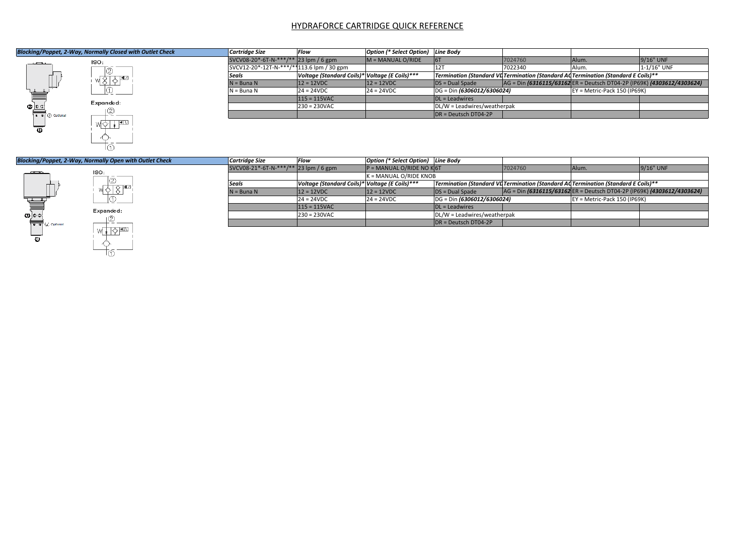# HYDRAFORCE CARTRIDGE QUICK REFERENCE

## *Blocking/Poppet, 2-Way, Normally Closed with Outlet Check*

ISO:

Expanded:

(2) Optional

| *Cartridge Size* | *Flow* | *Option (* Select Option)* | *Line Body* | | | |
|---|---|---|---|---|---|---|
| SVCV08-20*-6T-N-***/** | 23 lpm / 6 gpm | M = MANUAL O/RIDE | 6T | 7024760 | Alum. | 9/16" UNF |
| SVCV12-20*-12T-N-***/** | 113.6 lpm / 30 gpm | | 12T | 7022340 | Alum. | 1-1/16" UNF |
| *Seals* | *Voltage (Standard Coils)** | *Voltage (E Coils)**** | *Termination (Standard VD* | *Termination (Standard AC* | *Termination (Standard E Coils)*** | |
| N = Buna N | 12 = 12VDC | 12 = 12VDC | DS = Dual Spade | AG = Din *(6316115/63162* | ER = Deutsch DT04-2P (IP69K) *(4303612/4303624)* | |
| N = Buna N | 24 = 24VDC | 24 = 24VDC | DG = Din *(6306012/6306024)* | | EY = Metric-Pack 150 (IP69K) | |
| | 115 = 115VAC | | DL = Leadwires | | | |
| | 230 = 230VAC | | DL/W = Leadwires/weatherpak | | | |
| | | | DR = Deutsch DT04-2P | | | |

## *Blocking/Poppet, 2-Way, Normally Open with Outlet Check*

ISO:

Expanded:

(2) Optional

| *Cartridge Size* | *Flow* | *Option (* Select Option)* | *Line Body* | | | |
|---|---|---|---|---|---|---|
| SVCV08-21*-6T-N-***/** | 23 lpm / 6 gpm | P = MANUAL O/RIDE NO K | 6T | 7024760 | Alum. | 9/16" UNF |
| | | K = MANUAL O/RIDE KNOB | | | | |
| *Seals* | *Voltage (Standard Coils)** | *Voltage (E Coils)**** | *Termination (Standard VD* | *Termination (Standard AC* | *Termination (Standard E Coils)*** | |
| N = Buna N | 12 = 12VDC | 12 = 12VDC | DS = Dual Spade | AG = Din *(6316115/63162* | ER = Deutsch DT04-2P (IP69K) *(4303612/4303624)* | |
| | 24 = 24VDC | 24 = 24VDC | DG = Din *(6306012/6306024)* | | EY = Metric-Pack 150 (IP69K) | |
| | 115 = 115VAC | | DL = Leadwires | | | |
| | 230 = 230VAC | | DL/W = Leadwires/weatherpak | | | |
| | | | DR = Deutsch DT04-2P | | | |